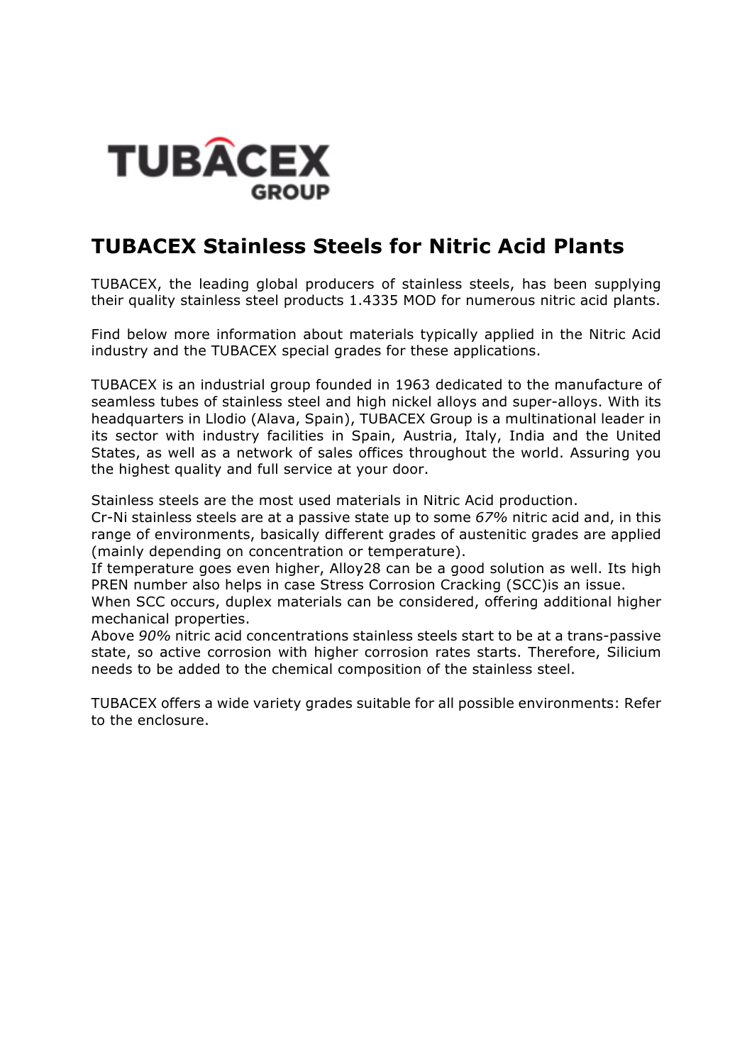TUBACEX GROUP

# TUBACEX Stainless Steels for Nitric Acid Plants

TUBACEX, the leading global producers of stainless steels, has been supplying their quality stainless steel products 1.4335 MOD for numerous nitric acid plants.

Find below more information about materials typically applied in the Nitric Acid industry and the TUBACEX special grades for these applications.

TUBACEX is an industrial group founded in 1963 dedicated to the manufacture of seamless tubes of stainless steel and high nickel alloys and super-alloys. With its headquarters in Llodio (Alava, Spain), TUBACEX Group is a multinational leader in its sector with industry facilities in Spain, Austria, Italy, India and the United States, as well as a network of sales offices throughout the world. Assuring you the highest quality and full service at your door.

Stainless steels are the most used materials in Nitric Acid production.
Cr-Ni stainless steels are at a passive state up to some *67%* nitric acid and, in this range of environments, basically different grades of austenitic grades are applied (mainly depending on concentration or temperature).
If temperature goes even higher, Alloy28 can be a good solution as well. Its high PREN number also helps in case Stress Corrosion Cracking (SCC)is an issue.
When SCC occurs, duplex materials can be considered, offering additional higher mechanical properties.
Above *90%* nitric acid concentrations stainless steels start to be at a trans-passive state, so active corrosion with higher corrosion rates starts. Therefore, Silicium needs to be added to the chemical composition of the stainless steel.

TUBACEX offers a wide variety grades suitable for all possible environments: Refer to the enclosure.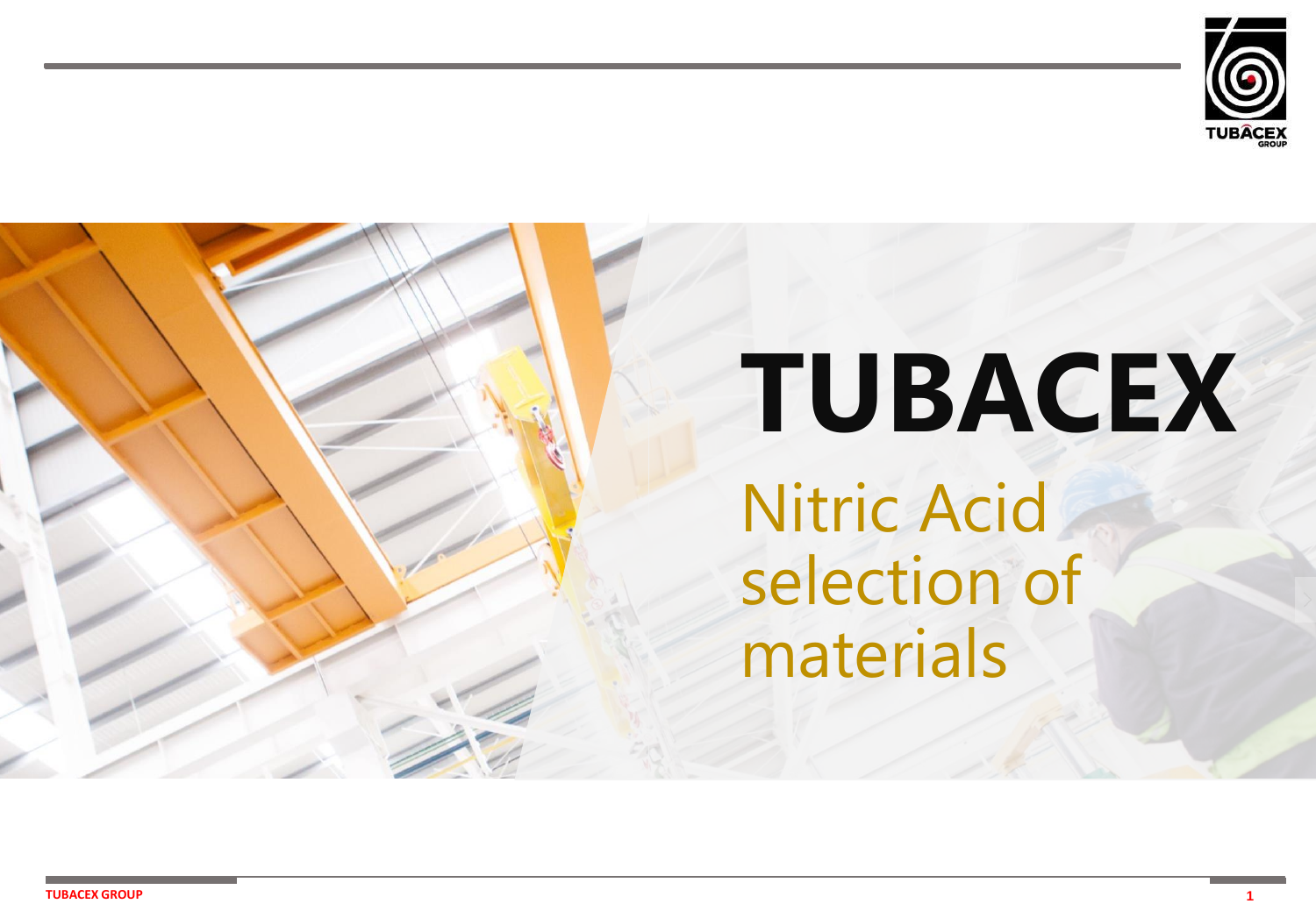# TUBACEX

## Nitric Acid selection of materials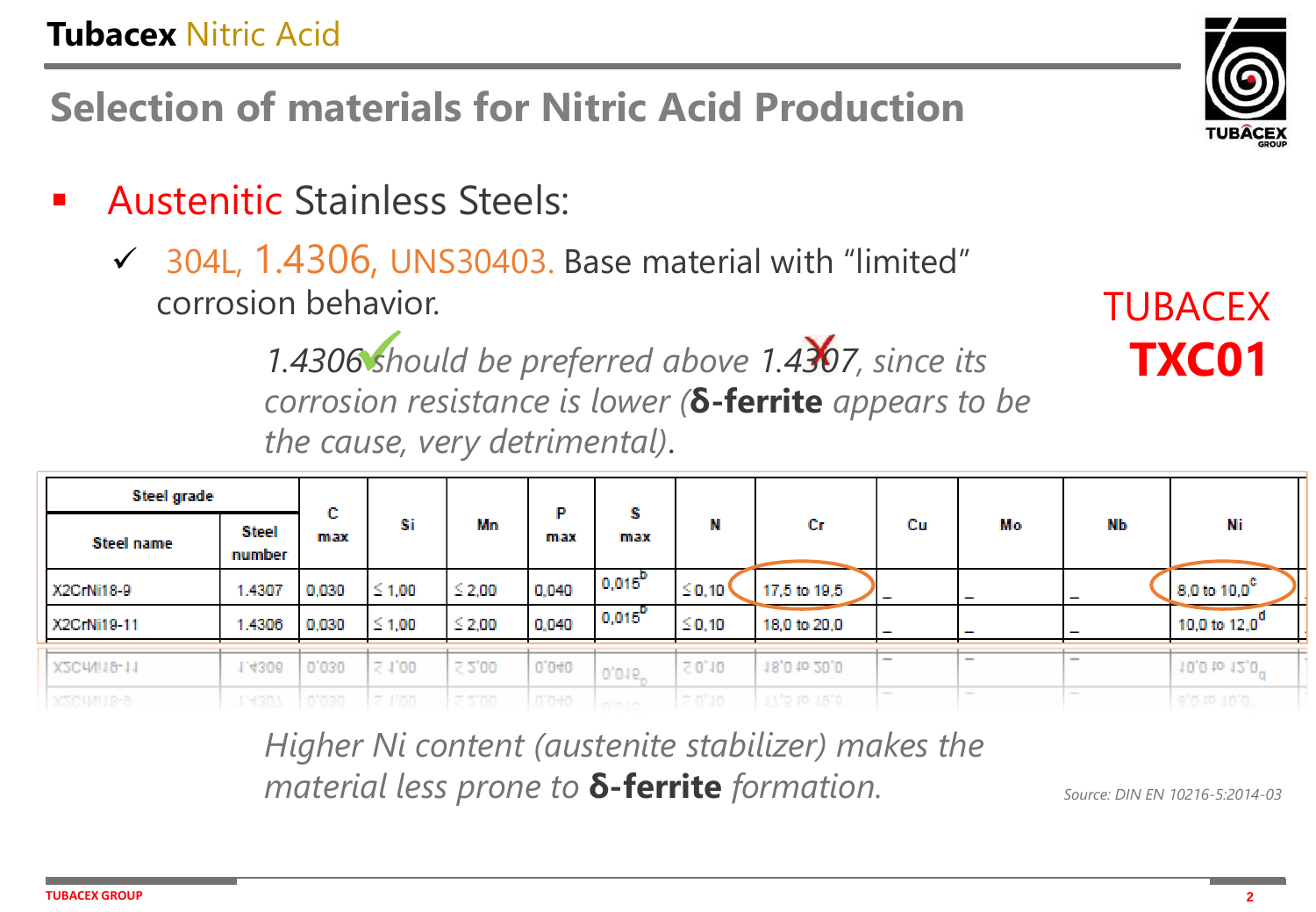# Selection of materials for Nitric Acid Production

- Austenitic Stainless Steels:
  - ✓ 304L, 1.4306, UNS30403. Base material with "limited" corrosion behavior.

*1.4306 should be preferred above 1.4307, since its corrosion resistance is lower (**δ-ferrite** appears to be the cause, very detrimental).*

TUBACEX **TXC01**

| Steel grade | | C max | Si | Mn | P max | S max | N | Cr | Cu | Mo | Nb | Ni |
|---|---|---|---|---|---|---|---|---|---|---|---|---|
| Steel name | Steel number | | | | | | | | | | | |
| X2CrNi18-9 | 1.4307 | 0,030 | ≤ 1,00 | ≤ 2,00 | 0,040 | 0,015[b] | ≤ 0,10 | 17,5 to 19,5 | _ | _ | _ | 8,0 to 10,0[c] |
| X2CrNi19-11 | 1.4306 | 0,030 | ≤ 1,00 | ≤ 2,00 | 0,040 | 0,015[b] | ≤ 0,10 | 18,0 to 20,0 | _ | _ | _ | 10,0 to 12,0[d] |

*Higher Ni content (austenite stabilizer) makes the material less prone to **δ-ferrite** formation.*

*Source: DIN EN 10216-5:2014-03*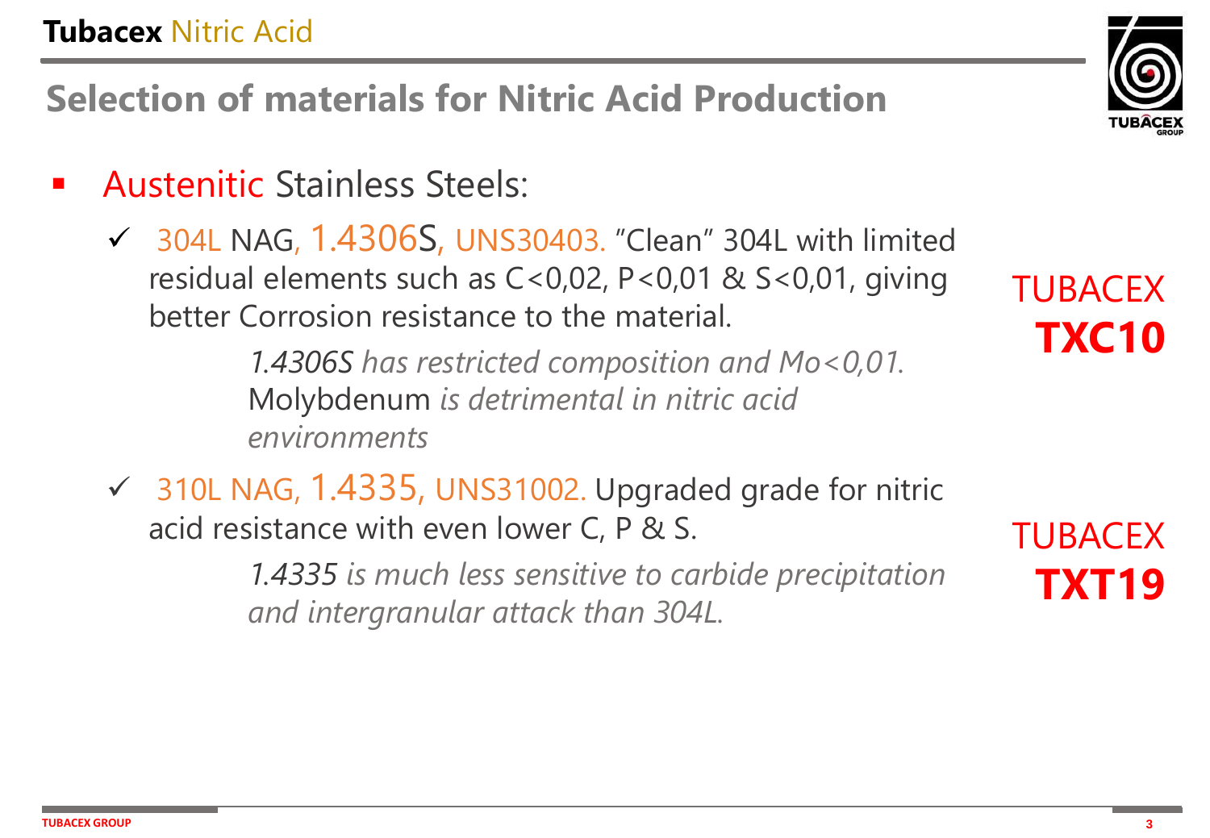## Selection of materials for Nitric Acid Production

- Austenitic Stainless Steels:
  - ✓ 304L NAG, 1.4306S, UNS30403. "Clean" 304L with limited residual elements such as C<0,02, P<0,01 & S<0,01, giving better Corrosion resistance to the material.

    *1.4306S has restricted composition and Mo<0,01.* Molybdenum *is detrimental in nitric acid environments*

    TUBACEX **TXC10**

  - ✓ 310L NAG, 1.4335, UNS31002. Upgraded grade for nitric acid resistance with even lower C, P & S.

    *1.4335 is much less sensitive to carbide precipitation and intergranular attack than 304L.*

    TUBACEX **TXT19**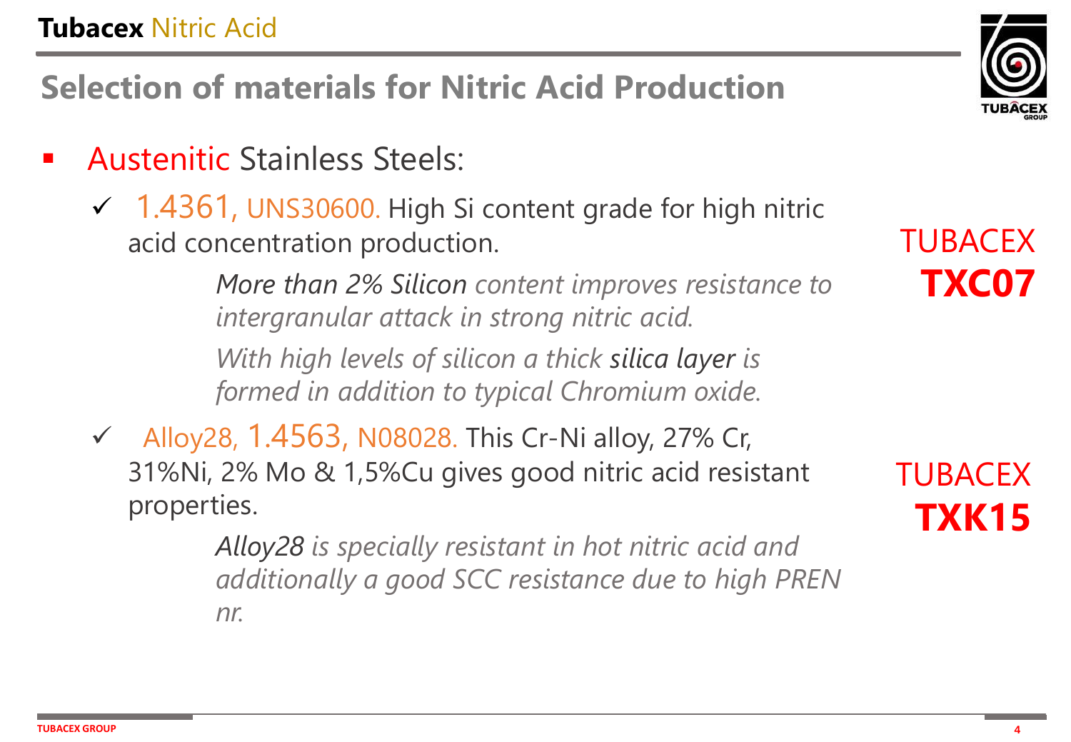## Selection of materials for Nitric Acid Production

- Austenitic Stainless Steels:
  - ✓ 1.4361, UNS30600. High Si content grade for high nitric acid concentration production.

    *More than 2% Silicon content improves resistance to intergranular attack in strong nitric acid.*

    *With high levels of silicon a thick silica layer is formed in addition to typical Chromium oxide.*

    TUBACEX **TXC07**

  - ✓ Alloy28, 1.4563, N08028. This Cr-Ni alloy, 27% Cr, 31%Ni, 2% Mo & 1,5%Cu gives good nitric acid resistant properties.

    *Alloy28 is specially resistant in hot nitric acid and additionally a good SCC resistance due to high PREN nr.*

    TUBACEX **TXK15**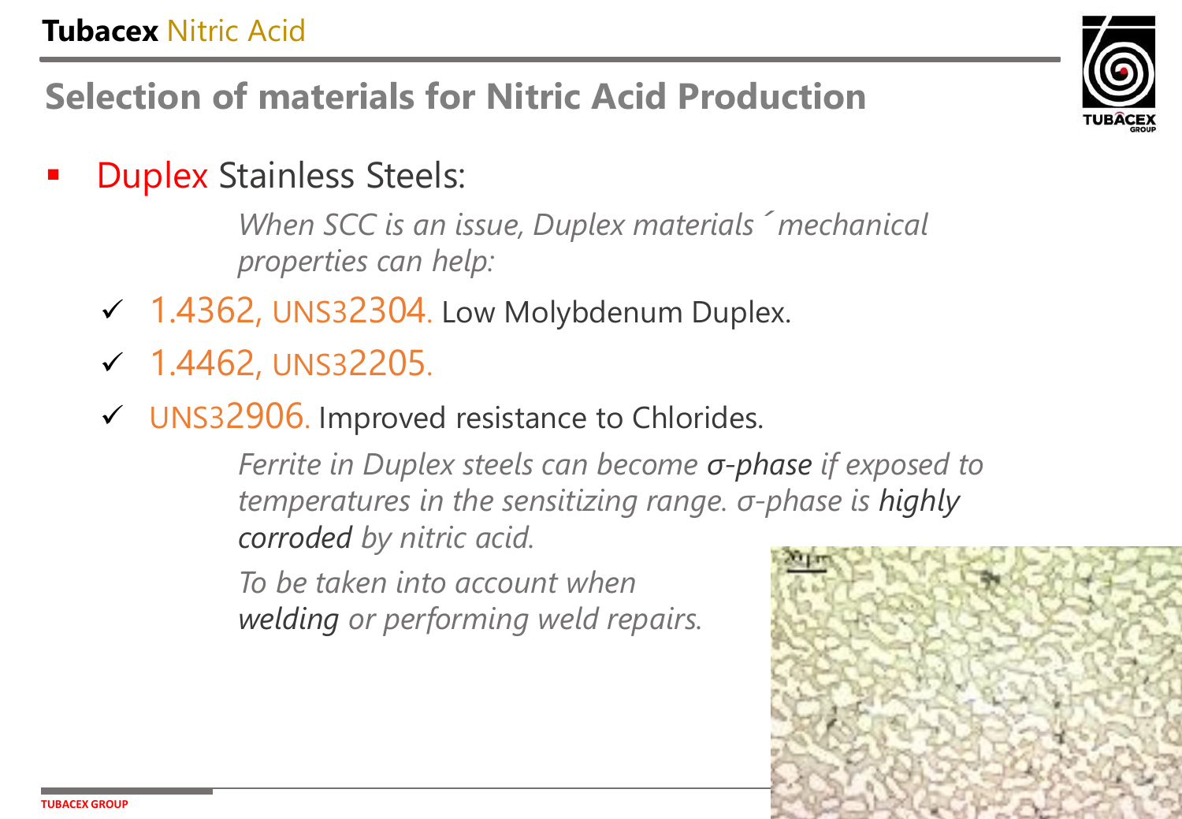## Selection of materials for Nitric Acid Production

- **Duplex** Stainless Steels:

  *When SCC is an issue, Duplex materials´ mechanical properties can help:*

  - ✓ 1.4362, UNS32304. Low Molybdenum Duplex.
  - ✓ 1.4462, UNS32205.
  - ✓ UNS32906. Improved resistance to Chlorides.

  *Ferrite in Duplex steels can become σ-phase if exposed to temperatures in the sensitizing range. σ-phase is highly corroded by nitric acid.*

  *To be taken into account when welding or performing weld repairs.*